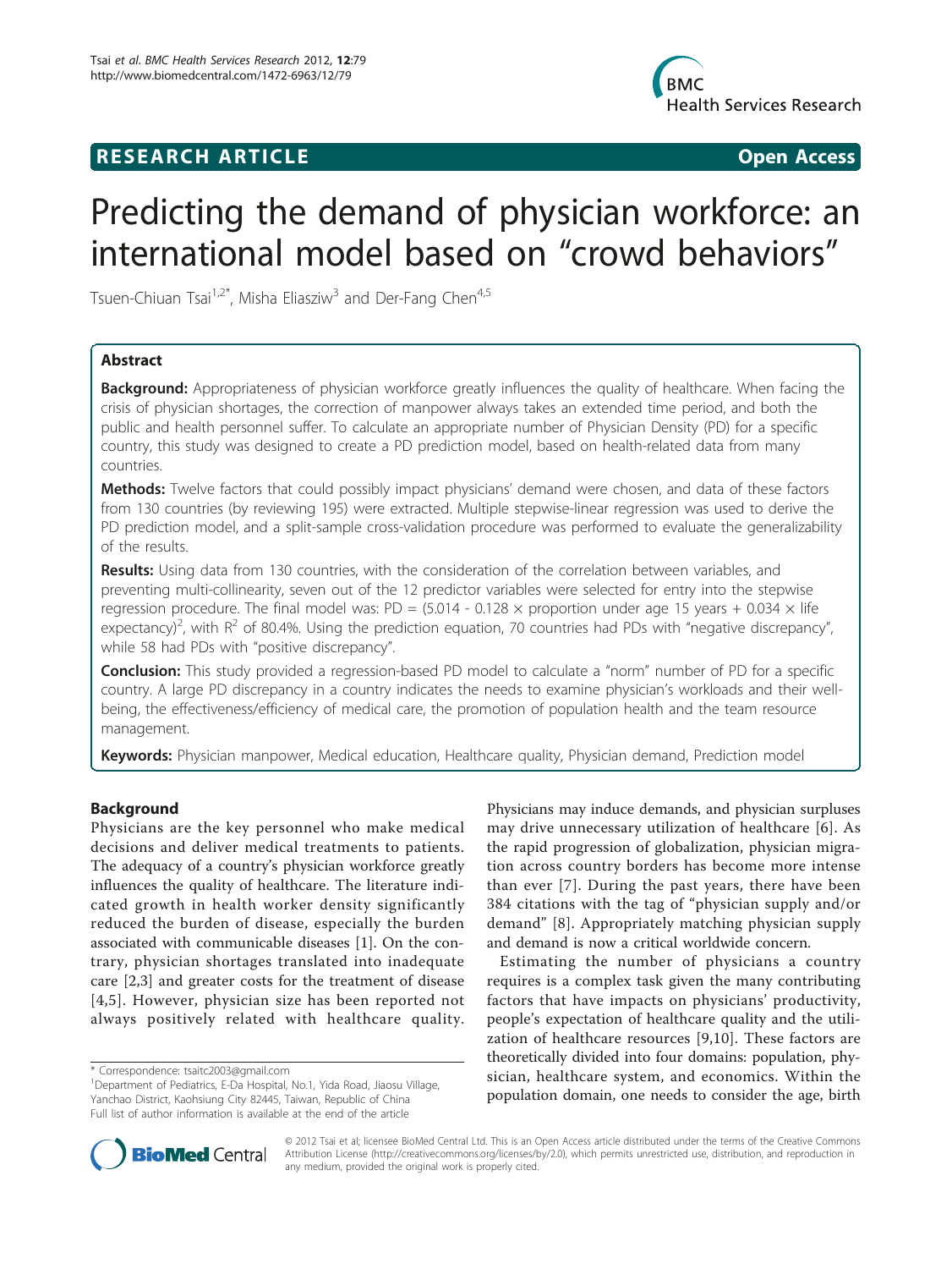**RESEARCH ARTICLE** **Open Access**

# Predicting the demand of physician workforce: an international model based on "crowd behaviors"

Tsuen-Chiuan Tsai[1,2*], Misha Eliasziw[3] and Der-Fang Chen[4,5]

## Abstract

**Background:** Appropriateness of physician workforce greatly influences the quality of healthcare. When facing the crisis of physician shortages, the correction of manpower always takes an extended time period, and both the public and health personnel suffer. To calculate an appropriate number of Physician Density (PD) for a specific country, this study was designed to create a PD prediction model, based on health-related data from many countries.

**Methods:** Twelve factors that could possibly impact physicians' demand were chosen, and data of these factors from 130 countries (by reviewing 195) were extracted. Multiple stepwise-linear regression was used to derive the PD prediction model, and a split-sample cross-validation procedure was performed to evaluate the generalizability of the results.

**Results:** Using data from 130 countries, with the consideration of the correlation between variables, and preventing multi-collinearity, seven out of the 12 predictor variables were selected for entry into the stepwise regression procedure. The final model was: PD = $(5.014 - 0.128 \times$ proportion under age 15 years $+ 0.034 \times$ life expectancy$)^2$, with $R^2$ of 80.4%. Using the prediction equation, 70 countries had PDs with "negative discrepancy", while 58 had PDs with "positive discrepancy".

**Conclusion:** This study provided a regression-based PD model to calculate a "norm" number of PD for a specific country. A large PD discrepancy in a country indicates the needs to examine physician's workloads and their well-being, the effectiveness/efficiency of medical care, the promotion of population health and the team resource management.

**Keywords:** Physician manpower, Medical education, Healthcare quality, Physician demand, Prediction model

## Background

Physicians are the key personnel who make medical decisions and deliver medical treatments to patients. The adequacy of a country's physician workforce greatly influences the quality of healthcare. The literature indicated growth in health worker density significantly reduced the burden of disease, especially the burden associated with communicable diseases [1]. On the contrary, physician shortages translated into inadequate care [2,3] and greater costs for the treatment of disease [4,5]. However, physician size has been reported not always positively related with healthcare quality. Physicians may induce demands, and physician surpluses may drive unnecessary utilization of healthcare [6]. As the rapid progression of globalization, physician migration across country borders has become more intense than ever [7]. During the past years, there have been 384 citations with the tag of "physician supply and/or demand" [8]. Appropriately matching physician supply and demand is now a critical worldwide concern.

Estimating the number of physicians a country requires is a complex task given the many contributing factors that have impacts on physicians' productivity, people's expectation of healthcare quality and the utilization of healthcare resources [9,10]. These factors are theoretically divided into four domains: population, physician, healthcare system, and economics. Within the population domain, one needs to consider the age, birth

\* Correspondence: tsaitc2003@gmail.com

[1]Department of Pediatrics, E-Da Hospital, No.1, Yida Road, Jiaosu Village, Yanchao District, Kaohsiung City 82445, Taiwan, Republic of China

Full list of author information is available at the end of the article

© 2012 Tsai et al; licensee BioMed Central Ltd. This is an Open Access article distributed under the terms of the Creative Commons Attribution License (http://creativecommons.org/licenses/by/2.0), which permits unrestricted use, distribution, and reproduction in any medium, provided the original work is properly cited.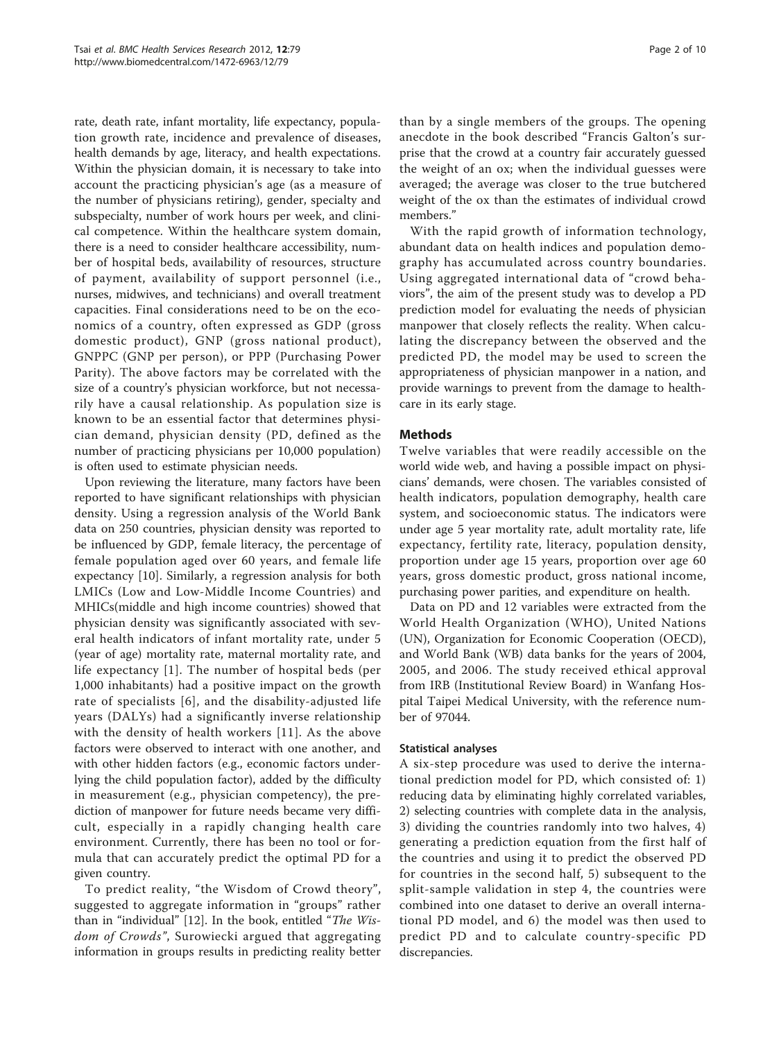rate, death rate, infant mortality, life expectancy, population growth rate, incidence and prevalence of diseases, health demands by age, literacy, and health expectations. Within the physician domain, it is necessary to take into account the practicing physician's age (as a measure of the number of physicians retiring), gender, specialty and subspecialty, number of work hours per week, and clinical competence. Within the healthcare system domain, there is a need to consider healthcare accessibility, number of hospital beds, availability of resources, structure of payment, availability of support personnel (i.e., nurses, midwives, and technicians) and overall treatment capacities. Final considerations need to be on the economics of a country, often expressed as GDP (gross domestic product), GNP (gross national product), GNPPC (GNP per person), or PPP (Purchasing Power Parity). The above factors may be correlated with the size of a country's physician workforce, but not necessarily have a causal relationship. As population size is known to be an essential factor that determines physician demand, physician density (PD, defined as the number of practicing physicians per 10,000 population) is often used to estimate physician needs.

Upon reviewing the literature, many factors have been reported to have significant relationships with physician density. Using a regression analysis of the World Bank data on 250 countries, physician density was reported to be influenced by GDP, female literacy, the percentage of female population aged over 60 years, and female life expectancy [10]. Similarly, a regression analysis for both LMICs (Low and Low-Middle Income Countries) and MHICs(middle and high income countries) showed that physician density was significantly associated with several health indicators of infant mortality rate, under 5 (year of age) mortality rate, maternal mortality rate, and life expectancy [1]. The number of hospital beds (per 1,000 inhabitants) had a positive impact on the growth rate of specialists [6], and the disability-adjusted life years (DALYs) had a significantly inverse relationship with the density of health workers [11]. As the above factors were observed to interact with one another, and with other hidden factors (e.g., economic factors underlying the child population factor), added by the difficulty in measurement (e.g., physician competency), the prediction of manpower for future needs became very difficult, especially in a rapidly changing health care environment. Currently, there has been no tool or formula that can accurately predict the optimal PD for a given country.

To predict reality, "the Wisdom of Crowd theory", suggested to aggregate information in "groups" rather than in "individual" [12]. In the book, entitled "*The Wisdom of Crowds*", Surowiecki argued that aggregating information in groups results in predicting reality better than by a single members of the groups. The opening anecdote in the book described "Francis Galton's surprise that the crowd at a country fair accurately guessed the weight of an ox; when the individual guesses were averaged; the average was closer to the true butchered weight of the ox than the estimates of individual crowd members."

With the rapid growth of information technology, abundant data on health indices and population demography has accumulated across country boundaries. Using aggregated international data of "crowd behaviors", the aim of the present study was to develop a PD prediction model for evaluating the needs of physician manpower that closely reflects the reality. When calculating the discrepancy between the observed and the predicted PD, the model may be used to screen the appropriateness of physician manpower in a nation, and provide warnings to prevent from the damage to healthcare in its early stage.

## Methods

Twelve variables that were readily accessible on the world wide web, and having a possible impact on physicians' demands, were chosen. The variables consisted of health indicators, population demography, health care system, and socioeconomic status. The indicators were under age 5 year mortality rate, adult mortality rate, life expectancy, fertility rate, literacy, population density, proportion under age 15 years, proportion over age 60 years, gross domestic product, gross national income, purchasing power parities, and expenditure on health.

Data on PD and 12 variables were extracted from the World Health Organization (WHO), United Nations (UN), Organization for Economic Cooperation (OECD), and World Bank (WB) data banks for the years of 2004, 2005, and 2006. The study received ethical approval from IRB (Institutional Review Board) in Wanfang Hospital Taipei Medical University, with the reference number of 97044.

### Statistical analyses

A six-step procedure was used to derive the international prediction model for PD, which consisted of: 1) reducing data by eliminating highly correlated variables, 2) selecting countries with complete data in the analysis, 3) dividing the countries randomly into two halves, 4) generating a prediction equation from the first half of the countries and using it to predict the observed PD for countries in the second half, 5) subsequent to the split-sample validation in step 4, the countries were combined into one dataset to derive an overall international PD model, and 6) the model was then used to predict PD and to calculate country-specific PD discrepancies.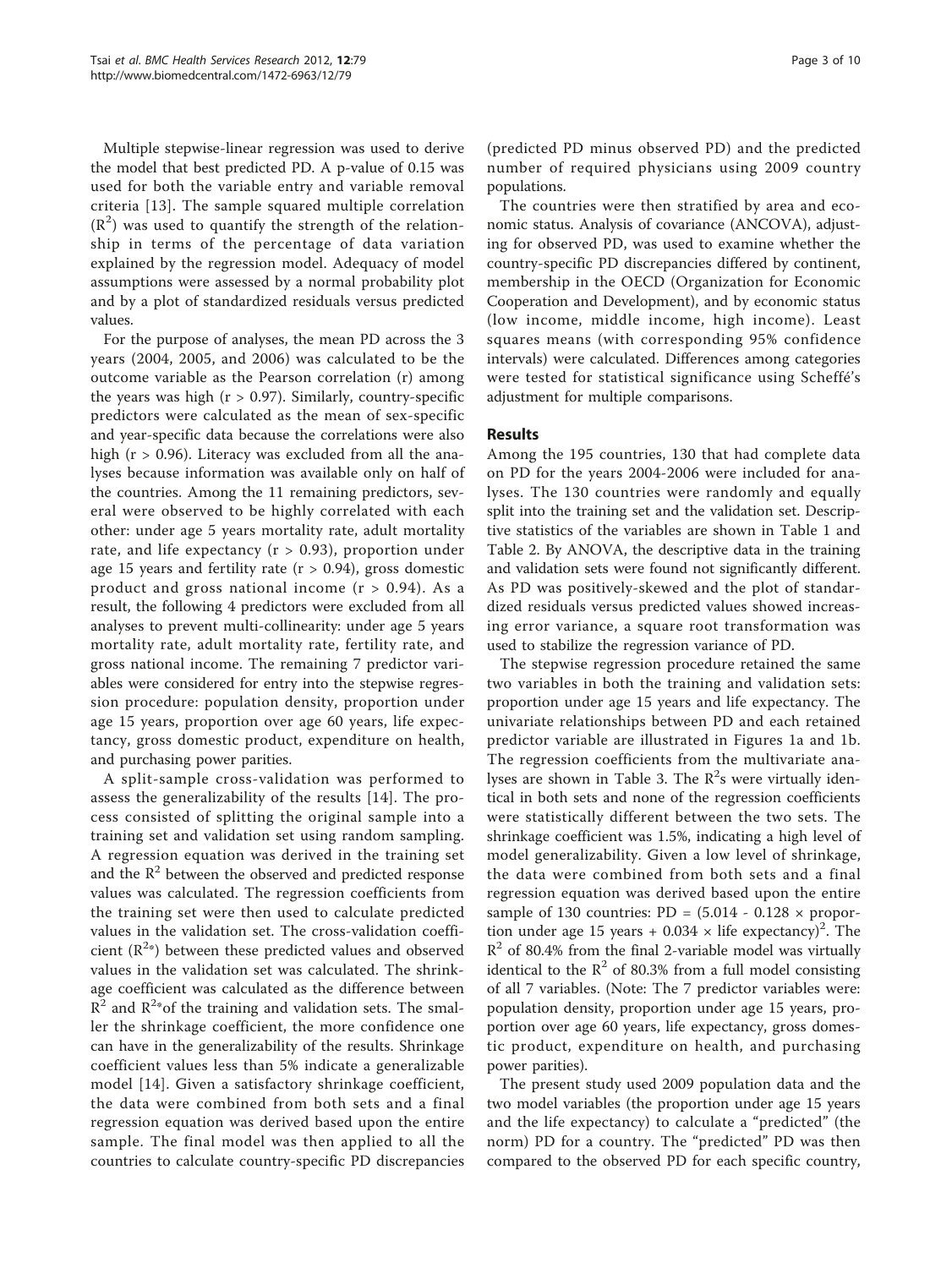Multiple stepwise-linear regression was used to derive the model that best predicted PD. A p-value of 0.15 was used for both the variable entry and variable removal criteria [13]. The sample squared multiple correlation ($R^2$) was used to quantify the strength of the relationship in terms of the percentage of data variation explained by the regression model. Adequacy of model assumptions were assessed by a normal probability plot and by a plot of standardized residuals versus predicted values.

For the purpose of analyses, the mean PD across the 3 years (2004, 2005, and 2006) was calculated to be the outcome variable as the Pearson correlation (r) among the years was high ($r > 0.97$). Similarly, country-specific predictors were calculated as the mean of sex-specific and year-specific data because the correlations were also high ($r > 0.96$). Literacy was excluded from all the analyses because information was available only on half of the countries. Among the 11 remaining predictors, several were observed to be highly correlated with each other: under age 5 years mortality rate, adult mortality rate, and life expectancy ($r > 0.93$), proportion under age 15 years and fertility rate ($r > 0.94$), gross domestic product and gross national income ($r > 0.94$). As a result, the following 4 predictors were excluded from all analyses to prevent multi-collinearity: under age 5 years mortality rate, adult mortality rate, fertility rate, and gross national income. The remaining 7 predictor variables were considered for entry into the stepwise regression procedure: population density, proportion under age 15 years, proportion over age 60 years, life expectancy, gross domestic product, expenditure on health, and purchasing power parities.

A split-sample cross-validation was performed to assess the generalizability of the results [14]. The process consisted of splitting the original sample into a training set and validation set using random sampling. A regression equation was derived in the training set and the $R^2$ between the observed and predicted response values was calculated. The regression coefficients from the training set were then used to calculate predicted values in the validation set. The cross-validation coefficient ($R^{2*}$) between these predicted values and observed values in the validation set was calculated. The shrinkage coefficient was calculated as the difference between $R^2$ and $R^{2*}$of the training and validation sets. The smaller the shrinkage coefficient, the more confidence one can have in the generalizability of the results. Shrinkage coefficient values less than 5% indicate a generalizable model [14]. Given a satisfactory shrinkage coefficient, the data were combined from both sets and a final regression equation was derived based upon the entire sample. The final model was then applied to all the countries to calculate country-specific PD discrepancies (predicted PD minus observed PD) and the predicted number of required physicians using 2009 country populations.

The countries were then stratified by area and economic status. Analysis of covariance (ANCOVA), adjusting for observed PD, was used to examine whether the country-specific PD discrepancies differed by continent, membership in the OECD (Organization for Economic Cooperation and Development), and by economic status (low income, middle income, high income). Least squares means (with corresponding 95% confidence intervals) were calculated. Differences among categories were tested for statistical significance using Scheffé's adjustment for multiple comparisons.

## Results

Among the 195 countries, 130 that had complete data on PD for the years 2004-2006 were included for analyses. The 130 countries were randomly and equally split into the training set and the validation set. Descriptive statistics of the variables are shown in Table 1 and Table 2. By ANOVA, the descriptive data in the training and validation sets were found not significantly different. As PD was positively-skewed and the plot of standardized residuals versus predicted values showed increasing error variance, a square root transformation was used to stabilize the regression variance of PD.

The stepwise regression procedure retained the same two variables in both the training and validation sets: proportion under age 15 years and life expectancy. The univariate relationships between PD and each retained predictor variable are illustrated in Figures 1a and 1b. The regression coefficients from the multivariate analyses are shown in Table 3. The $R^2$s were virtually identical in both sets and none of the regression coefficients were statistically different between the two sets. The shrinkage coefficient was 1.5%, indicating a high level of model generalizability. Given a low level of shrinkage, the data were combined from both sets and a final regression equation was derived based upon the entire sample of 130 countries: $PD = (5.014 - 0.128 \times \text{proportion under age 15 years} + 0.034 \times \text{life expectancy})^2$. The $R^2$ of 80.4% from the final 2-variable model was virtually identical to the $R^2$ of 80.3% from a full model consisting of all 7 variables. (Note: The 7 predictor variables were: population density, proportion under age 15 years, proportion over age 60 years, life expectancy, gross domestic product, expenditure on health, and purchasing power parities).

The present study used 2009 population data and the two model variables (the proportion under age 15 years and the life expectancy) to calculate a "predicted" (the norm) PD for a country. The "predicted" PD was then compared to the observed PD for each specific country,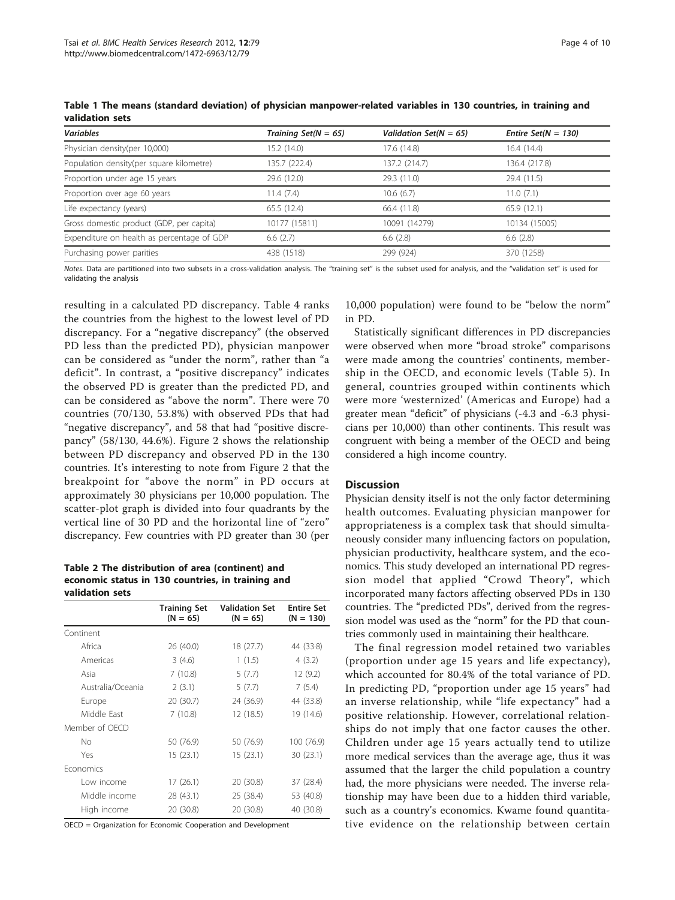**Table 1 The means (standard deviation) of physician manpower-related variables in 130 countries, in training and validation sets**

| *Variables* | *Training Set(N = 65)* | *Validation Set(N = 65)* | *Entire Set(N = 130)* |
|---|---|---|---|
| Physician density(per 10,000) | 15.2 (14.0) | 17.6 (14.8) | 16.4 (14.4) |
| Population density(per square kilometre) | 135.7 (222.4) | 137.2 (214.7) | 136.4 (217.8) |
| Proportion under age 15 years | 29.6 (12.0) | 29.3 (11.0) | 29.4 (11.5) |
| Proportion over age 60 years | 11.4 (7.4) | 10.6 (6.7) | 11.0 (7.1) |
| Life expectancy (years) | 65.5 (12.4) | 66.4 (11.8) | 65.9 (12.1) |
| Gross domestic product (GDP, per capita) | 10177 (15811) | 10091 (14279) | 10134 (15005) |
| Expenditure on health as percentage of GDP | 6.6 (2.7) | 6.6 (2.8) | 6.6 (2.8) |
| Purchasing power parities | 438 (1518) | 299 (924) | 370 (1258) |

*Notes*. Data are partitioned into two subsets in a cross-validation analysis. The "training set" is the subset used for analysis, and the "validation set" is used for validating the analysis

resulting in a calculated PD discrepancy. Table 4 ranks the countries from the highest to the lowest level of PD discrepancy. For a "negative discrepancy" (the observed PD less than the predicted PD), physician manpower can be considered as "under the norm", rather than "a deficit". In contrast, a "positive discrepancy" indicates the observed PD is greater than the predicted PD, and can be considered as "above the norm". There were 70 countries (70/130, 53.8%) with observed PDs that had "negative discrepancy", and 58 that had "positive discrepancy" (58/130, 44.6%). Figure 2 shows the relationship between PD discrepancy and observed PD in the 130 countries. It's interesting to note from Figure 2 that the breakpoint for "above the norm" in PD occurs at approximately 30 physicians per 10,000 population. The scatter-plot graph is divided into four quadrants by the vertical line of 30 PD and the horizontal line of "zero" discrepancy. Few countries with PD greater than 30 (per 10,000 population) were found to be "below the norm" in PD.

**Table 2 The distribution of area (continent) and economic status in 130 countries, in training and validation sets**

| | Training Set (N = 65) | Validation Set (N = 65) | Entire Set (N = 130) |
|---|---|---|---|
| Continent | | | |
| Africa | 26 (40.0) | 18 (27.7) | 44 (33·8) |
| Americas | 3 (4.6) | 1 (1.5) | 4 (3.2) |
| Asia | 7 (10.8) | 5 (7.7) | 12 (9.2) |
| Australia/Oceania | 2 (3.1) | 5 (7.7) | 7 (5.4) |
| Europe | 20 (30.7) | 24 (36.9) | 44 (33.8) |
| Middle East | 7 (10.8) | 12 (18.5) | 19 (14.6) |
| Member of OECD | | | |
| No | 50 (76.9) | 50 (76.9) | 100 (76.9) |
| Yes | 15 (23.1) | 15 (23.1) | 30 (23.1) |
| Economics | | | |
| Low income | 17 (26.1) | 20 (30.8) | 37 (28.4) |
| Middle income | 28 (43.1) | 25 (38.4) | 53 (40.8) |
| High income | 20 (30.8) | 20 (30.8) | 40 (30.8) |

OECD = Organization for Economic Cooperation and Development

Statistically significant differences in PD discrepancies were observed when more "broad stroke" comparisons were made among the countries' continents, membership in the OECD, and economic levels (Table 5). In general, countries grouped within continents which were more 'westernized' (Americas and Europe) had a greater mean "deficit" of physicians (-4.3 and -6.3 physicians per 10,000) than other continents. This result was congruent with being a member of the OECD and being considered a high income country.

## Discussion

Physician density itself is not the only factor determining health outcomes. Evaluating physician manpower for appropriateness is a complex task that should simultaneously consider many influencing factors on population, physician productivity, healthcare system, and the economics. This study developed an international PD regression model that applied "Crowd Theory", which incorporated many factors affecting observed PDs in 130 countries. The "predicted PDs", derived from the regression model was used as the "norm" for the PD that countries commonly used in maintaining their healthcare.

The final regression model retained two variables (proportion under age 15 years and life expectancy), which accounted for 80.4% of the total variance of PD. In predicting PD, "proportion under age 15 years" had an inverse relationship, while "life expectancy" had a positive relationship. However, correlational relationships do not imply that one factor causes the other. Children under age 15 years actually tend to utilize more medical services than the average age, thus it was assumed that the larger the child population a country had, the more physicians were needed. The inverse relationship may have been due to a hidden third variable, such as a country's economics. Kwame found quantitative evidence on the relationship between certain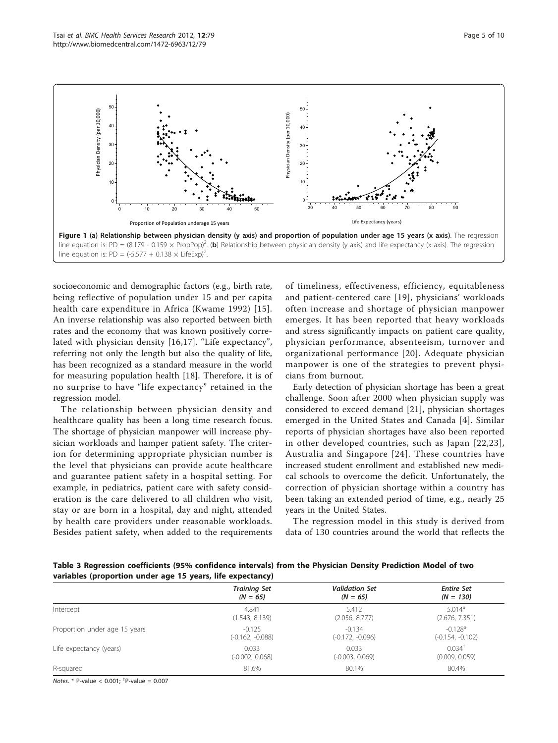**Figure 1 (a) Relationship between physician density (y axis) and proportion of population under age 15 years (x axis).** The regression line equation is: PD = $(8.179 - 0.159 \times \text{PropPop})^2$. (**b**) Relationship between physician density (y axis) and life expectancy (x axis). The regression line equation is: PD = $(-5.577 + 0.138 \times \text{LifeExp})^2$.

socioeconomic and demographic factors (e.g., birth rate, being reflective of population under 15 and per capita health care expenditure in Africa (Kwame 1992) [15]. An inverse relationship was also reported between birth rates and the economy that was known positively correlated with physician density [16,17]. "Life expectancy", referring not only the length but also the quality of life, has been recognized as a standard measure in the world for measuring population health [18]. Therefore, it is of no surprise to have "life expectancy" retained in the regression model.

The relationship between physician density and healthcare quality has been a long time research focus. The shortage of physician manpower will increase physician workloads and hamper patient safety. The criterion for determining appropriate physician number is the level that physicians can provide acute healthcare and guarantee patient safety in a hospital setting. For example, in pediatrics, patient care with safety consideration is the care delivered to all children who visit, stay or are born in a hospital, day and night, attended by health care providers under reasonable workloads. Besides patient safety, when added to the requirements of timeliness, effectiveness, efficiency, equitableness and patient-centered care [19], physicians' workloads often increase and shortage of physician manpower emerges. It has been reported that heavy workloads and stress significantly impacts on patient care quality, physician performance, absenteeism, turnover and organizational performance [20]. Adequate physician manpower is one of the strategies to prevent physicians from burnout.

Early detection of physician shortage has been a great challenge. Soon after 2000 when physician supply was considered to exceed demand [21], physician shortages emerged in the United States and Canada [4]. Similar reports of physician shortages have also been reported in other developed countries, such as Japan [22,23], Australia and Singapore [24]. These countries have increased student enrollment and established new medical schools to overcome the deficit. Unfortunately, the correction of physician shortage within a country has been taking an extended period of time, e.g., nearly 25 years in the United States.

The regression model in this study is derived from data of 130 countries around the world that reflects the

**Table 3 Regression coefficients (95% confidence intervals) from the Physician Density Prediction Model of two variables (proportion under age 15 years, life expectancy)**

| | *Training Set (N = 65)* | *Validation Set (N = 65)* | *Entire Set (N = 130)* |
|---|---|---|---|
| Intercept | 4.841 (1.543, 8.139) | 5.412 (2.056, 8.777) | 5.014* (2.676, 7.351) |
| Proportion under age 15 years | -0.125 (-0.162, -0.088) | -0.134 (-0.172, -0.096) | -0.128* (-0.154, -0.102) |
| Life expectancy (years) | 0.033 (-0.002, 0.068) | 0.033 (-0.003, 0.069) | 0.034[†] (0.009, 0.059) |
| R-squared | 81.6% | 80.1% | 80.4% |

*Notes.* * P-value < 0.001; [†]P-value = 0.007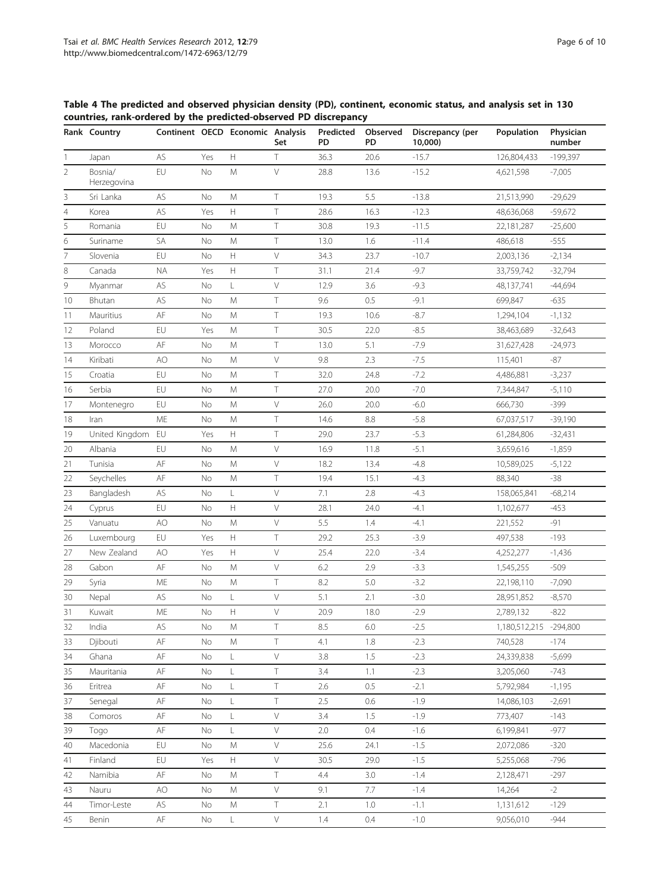**Table 4 The predicted and observed physician density (PD), continent, economic status, and analysis set in 130 countries, rank-ordered by the predicted-observed PD discrepancy**

| Rank | Country | Continent | OECD | Economic | Analysis Set | Predicted PD | Observed PD | Discrepancy (per 10,000) | Population | Physician number |
|---|---|---|---|---|---|---|---|---|---|---|
| 1 | Japan | AS | Yes | H | T | 36.3 | 20.6 | -15.7 | 126,804,433 | -199,397 |
| 2 | Bosnia/ Herzegovina | EU | No | M | V | 28.8 | 13.6 | -15.2 | 4,621,598 | -7,005 |
| 3 | Sri Lanka | AS | No | M | T | 19.3 | 5.5 | -13.8 | 21,513,990 | -29,629 |
| 4 | Korea | AS | Yes | H | T | 28.6 | 16.3 | -12.3 | 48,636,068 | -59,672 |
| 5 | Romania | EU | No | M | T | 30.8 | 19.3 | -11.5 | 22,181,287 | -25,600 |
| 6 | Suriname | SA | No | M | T | 13.0 | 1.6 | -11.4 | 486,618 | -555 |
| 7 | Slovenia | EU | No | H | V | 34.3 | 23.7 | -10.7 | 2,003,136 | -2,134 |
| 8 | Canada | NA | Yes | H | T | 31.1 | 21.4 | -9.7 | 33,759,742 | -32,794 |
| 9 | Myanmar | AS | No | L | V | 12.9 | 3.6 | -9.3 | 48,137,741 | -44,694 |
| 10 | Bhutan | AS | No | M | T | 9.6 | 0.5 | -9.1 | 699,847 | -635 |
| 11 | Mauritius | AF | No | M | T | 19.3 | 10.6 | -8.7 | 1,294,104 | -1,132 |
| 12 | Poland | EU | Yes | M | T | 30.5 | 22.0 | -8.5 | 38,463,689 | -32,643 |
| 13 | Morocco | AF | No | M | T | 13.0 | 5.1 | -7.9 | 31,627,428 | -24,973 |
| 14 | Kiribati | AO | No | M | V | 9.8 | 2.3 | -7.5 | 115,401 | -87 |
| 15 | Croatia | EU | No | M | T | 32.0 | 24.8 | -7.2 | 4,486,881 | -3,237 |
| 16 | Serbia | EU | No | M | T | 27.0 | 20.0 | -7.0 | 7,344,847 | -5,110 |
| 17 | Montenegro | EU | No | M | V | 26.0 | 20.0 | -6.0 | 666,730 | -399 |
| 18 | Iran | ME | No | M | T | 14.6 | 8.8 | -5.8 | 67,037,517 | -39,190 |
| 19 | United Kingdom | EU | Yes | H | T | 29.0 | 23.7 | -5.3 | 61,284,806 | -32,431 |
| 20 | Albania | EU | No | M | V | 16.9 | 11.8 | -5.1 | 3,659,616 | -1,859 |
| 21 | Tunisia | AF | No | M | V | 18.2 | 13.4 | -4.8 | 10,589,025 | -5,122 |
| 22 | Seychelles | AF | No | M | T | 19.4 | 15.1 | -4.3 | 88,340 | -38 |
| 23 | Bangladesh | AS | No | L | V | 7.1 | 2.8 | -4.3 | 158,065,841 | -68,214 |
| 24 | Cyprus | EU | No | H | V | 28.1 | 24.0 | -4.1 | 1,102,677 | -453 |
| 25 | Vanuatu | AO | No | M | V | 5.5 | 1.4 | -4.1 | 221,552 | -91 |
| 26 | Luxembourg | EU | Yes | H | T | 29.2 | 25.3 | -3.9 | 497,538 | -193 |
| 27 | New Zealand | AO | Yes | H | V | 25.4 | 22.0 | -3.4 | 4,252,277 | -1,436 |
| 28 | Gabon | AF | No | M | V | 6.2 | 2.9 | -3.3 | 1,545,255 | -509 |
| 29 | Syria | ME | No | M | T | 8.2 | 5.0 | -3.2 | 22,198,110 | -7,090 |
| 30 | Nepal | AS | No | L | V | 5.1 | 2.1 | -3.0 | 28,951,852 | -8,570 |
| 31 | Kuwait | ME | No | H | V | 20.9 | 18.0 | -2.9 | 2,789,132 | -822 |
| 32 | India | AS | No | M | T | 8.5 | 6.0 | -2.5 | 1,180,512,215 | -294,800 |
| 33 | Djibouti | AF | No | M | T | 4.1 | 1.8 | -2.3 | 740,528 | -174 |
| 34 | Ghana | AF | No | L | V | 3.8 | 1.5 | -2.3 | 24,339,838 | -5,699 |
| 35 | Mauritania | AF | No | L | T | 3.4 | 1.1 | -2.3 | 3,205,060 | -743 |
| 36 | Eritrea | AF | No | L | T | 2.6 | 0.5 | -2.1 | 5,792,984 | -1,195 |
| 37 | Senegal | AF | No | L | T | 2.5 | 0.6 | -1.9 | 14,086,103 | -2,691 |
| 38 | Comoros | AF | No | L | V | 3.4 | 1.5 | -1.9 | 773,407 | -143 |
| 39 | Togo | AF | No | L | V | 2.0 | 0.4 | -1.6 | 6,199,841 | -977 |
| 40 | Macedonia | EU | No | M | V | 25.6 | 24.1 | -1.5 | 2,072,086 | -320 |
| 41 | Finland | EU | Yes | H | V | 30.5 | 29.0 | -1.5 | 5,255,068 | -796 |
| 42 | Namibia | AF | No | M | T | 4.4 | 3.0 | -1.4 | 2,128,471 | -297 |
| 43 | Nauru | AO | No | M | V | 9.1 | 7.7 | -1.4 | 14,264 | -2 |
| 44 | Timor-Leste | AS | No | M | T | 2.1 | 1.0 | -1.1 | 1,131,612 | -129 |
| 45 | Benin | AF | No | L | V | 1.4 | 0.4 | -1.0 | 9,056,010 | -944 |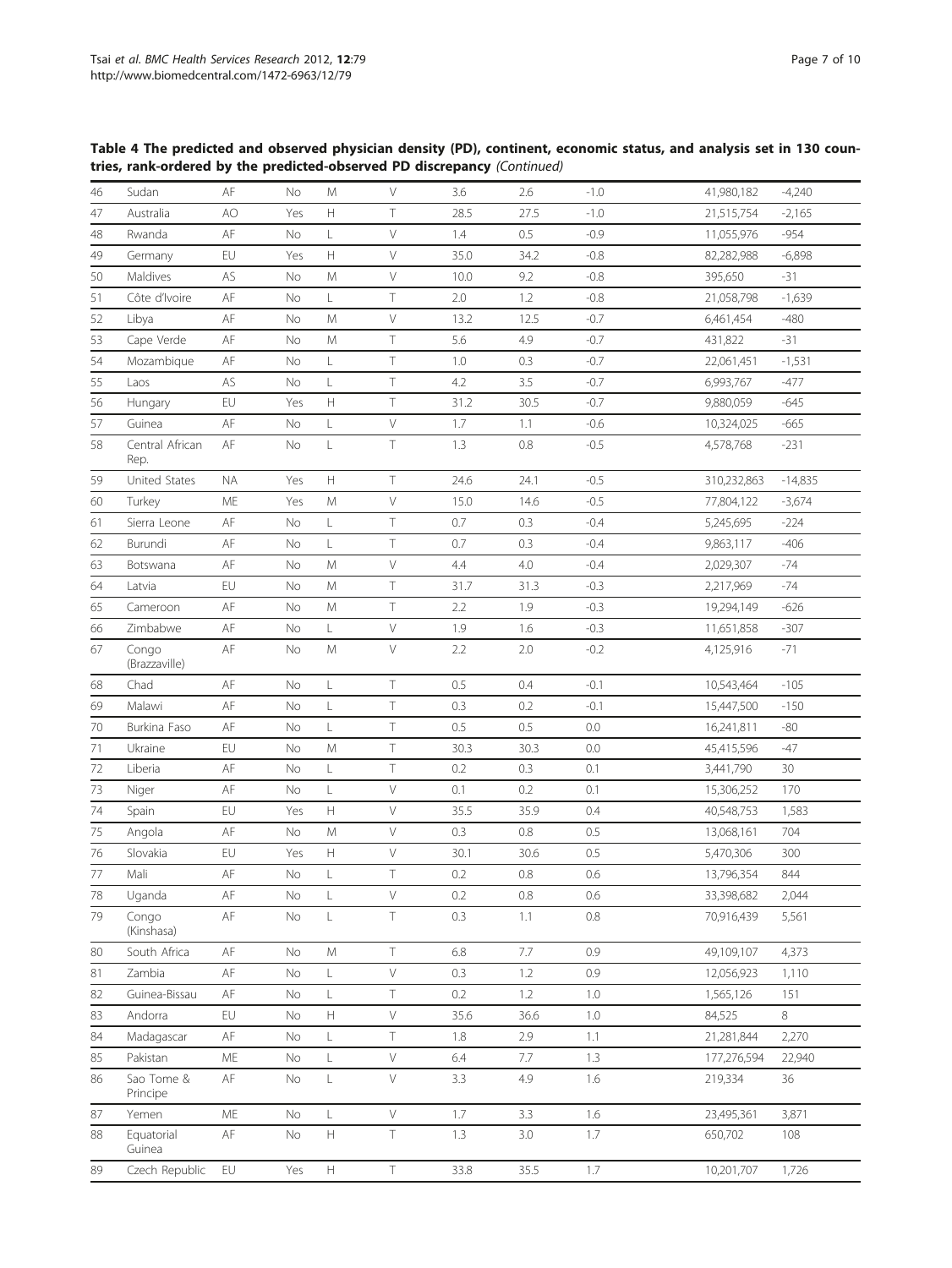**Table 4 The predicted and observed physician density (PD), continent, economic status, and analysis set in 130 countries, rank-ordered by the predicted-observed PD discrepancy** *(Continued)*

| | | | | | | | | | | |
|---|---|---|---|---|---|---|---|---|---|---|
| 46 | Sudan | AF | No | M | V | 3.6 | 2.6 | -1.0 | 41,980,182 | -4,240 |
| 47 | Australia | AO | Yes | H | T | 28.5 | 27.5 | -1.0 | 21,515,754 | -2,165 |
| 48 | Rwanda | AF | No | L | V | 1.4 | 0.5 | -0.9 | 11,055,976 | -954 |
| 49 | Germany | EU | Yes | H | V | 35.0 | 34.2 | -0.8 | 82,282,988 | -6,898 |
| 50 | Maldives | AS | No | M | V | 10.0 | 9.2 | -0.8 | 395,650 | -31 |
| 51 | Côte d'Ivoire | AF | No | L | T | 2.0 | 1.2 | -0.8 | 21,058,798 | -1,639 |
| 52 | Libya | AF | No | M | V | 13.2 | 12.5 | -0.7 | 6,461,454 | -480 |
| 53 | Cape Verde | AF | No | M | T | 5.6 | 4.9 | -0.7 | 431,822 | -31 |
| 54 | Mozambique | AF | No | L | T | 1.0 | 0.3 | -0.7 | 22,061,451 | -1,531 |
| 55 | Laos | AS | No | L | T | 4.2 | 3.5 | -0.7 | 6,993,767 | -477 |
| 56 | Hungary | EU | Yes | H | T | 31.2 | 30.5 | -0.7 | 9,880,059 | -645 |
| 57 | Guinea | AF | No | L | V | 1.7 | 1.1 | -0.6 | 10,324,025 | -665 |
| 58 | Central African Rep. | AF | No | L | T | 1.3 | 0.8 | -0.5 | 4,578,768 | -231 |
| 59 | United States | NA | Yes | H | T | 24.6 | 24.1 | -0.5 | 310,232,863 | -14,835 |
| 60 | Turkey | ME | Yes | M | V | 15.0 | 14.6 | -0.5 | 77,804,122 | -3,674 |
| 61 | Sierra Leone | AF | No | L | T | 0.7 | 0.3 | -0.4 | 5,245,695 | -224 |
| 62 | Burundi | AF | No | L | T | 0.7 | 0.3 | -0.4 | 9,863,117 | -406 |
| 63 | Botswana | AF | No | M | V | 4.4 | 4.0 | -0.4 | 2,029,307 | -74 |
| 64 | Latvia | EU | No | M | T | 31.7 | 31.3 | -0.3 | 2,217,969 | -74 |
| 65 | Cameroon | AF | No | M | T | 2.2 | 1.9 | -0.3 | 19,294,149 | -626 |
| 66 | Zimbabwe | AF | No | L | V | 1.9 | 1.6 | -0.3 | 11,651,858 | -307 |
| 67 | Congo (Brazzaville) | AF | No | M | V | 2.2 | 2.0 | -0.2 | 4,125,916 | -71 |
| 68 | Chad | AF | No | L | T | 0.5 | 0.4 | -0.1 | 10,543,464 | -105 |
| 69 | Malawi | AF | No | L | T | 0.3 | 0.2 | -0.1 | 15,447,500 | -150 |
| 70 | Burkina Faso | AF | No | L | T | 0.5 | 0.5 | 0.0 | 16,241,811 | -80 |
| 71 | Ukraine | EU | No | M | T | 30.3 | 30.3 | 0.0 | 45,415,596 | -47 |
| 72 | Liberia | AF | No | L | T | 0.2 | 0.3 | 0.1 | 3,441,790 | 30 |
| 73 | Niger | AF | No | L | V | 0.1 | 0.2 | 0.1 | 15,306,252 | 170 |
| 74 | Spain | EU | Yes | H | V | 35.5 | 35.9 | 0.4 | 40,548,753 | 1,583 |
| 75 | Angola | AF | No | M | V | 0.3 | 0.8 | 0.5 | 13,068,161 | 704 |
| 76 | Slovakia | EU | Yes | H | V | 30.1 | 30.6 | 0.5 | 5,470,306 | 300 |
| 77 | Mali | AF | No | L | T | 0.2 | 0.8 | 0.6 | 13,796,354 | 844 |
| 78 | Uganda | AF | No | L | V | 0.2 | 0.8 | 0.6 | 33,398,682 | 2,044 |
| 79 | Congo (Kinshasa) | AF | No | L | T | 0.3 | 1.1 | 0.8 | 70,916,439 | 5,561 |
| 80 | South Africa | AF | No | M | T | 6.8 | 7.7 | 0.9 | 49,109,107 | 4,373 |
| 81 | Zambia | AF | No | L | V | 0.3 | 1.2 | 0.9 | 12,056,923 | 1,110 |
| 82 | Guinea-Bissau | AF | No | L | T | 0.2 | 1.2 | 1.0 | 1,565,126 | 151 |
| 83 | Andorra | EU | No | H | V | 35.6 | 36.6 | 1.0 | 84,525 | 8 |
| 84 | Madagascar | AF | No | L | T | 1.8 | 2.9 | 1.1 | 21,281,844 | 2,270 |
| 85 | Pakistan | ME | No | L | V | 6.4 | 7.7 | 1.3 | 177,276,594 | 22,940 |
| 86 | Sao Tome & Principe | AF | No | L | V | 3.3 | 4.9 | 1.6 | 219,334 | 36 |
| 87 | Yemen | ME | No | L | V | 1.7 | 3.3 | 1.6 | 23,495,361 | 3,871 |
| 88 | Equatorial Guinea | AF | No | H | T | 1.3 | 3.0 | 1.7 | 650,702 | 108 |
| 89 | Czech Republic | EU | Yes | H | T | 33.8 | 35.5 | 1.7 | 10,201,707 | 1,726 |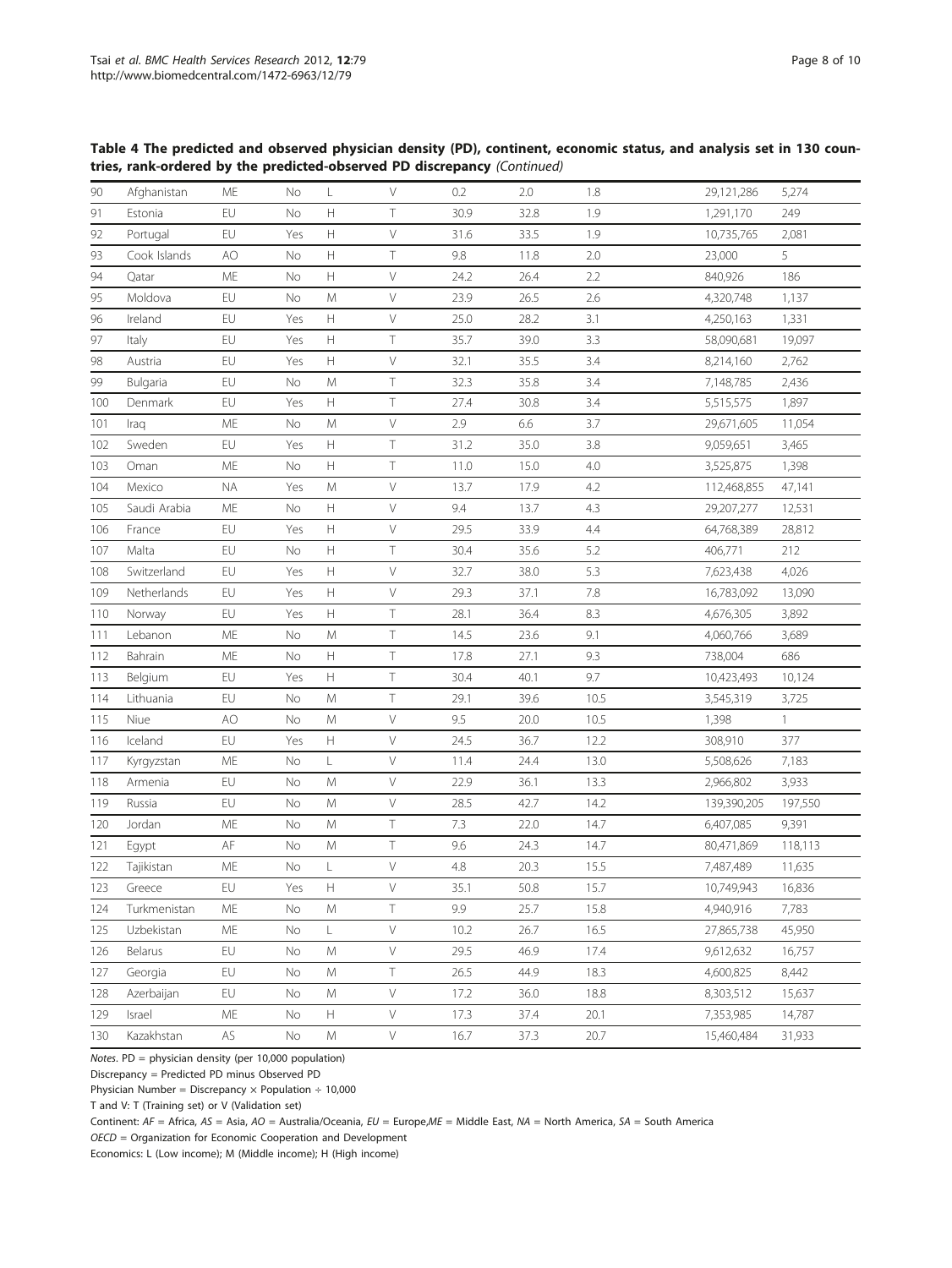**Table 4 The predicted and observed physician density (PD), continent, economic status, and analysis set in 130 countries, rank-ordered by the predicted-observed PD discrepancy** *(Continued)*

| | | | | | | | | | | |
|---|---|---|---|---|---|---|---|---|---|---|
| 90 | Afghanistan | ME | No | L | V | 0.2 | 2.0 | 1.8 | 29,121,286 | 5,274 |
| 91 | Estonia | EU | No | H | T | 30.9 | 32.8 | 1.9 | 1,291,170 | 249 |
| 92 | Portugal | EU | Yes | H | V | 31.6 | 33.5 | 1.9 | 10,735,765 | 2,081 |
| 93 | Cook Islands | AO | No | H | T | 9.8 | 11.8 | 2.0 | 23,000 | 5 |
| 94 | Qatar | ME | No | H | V | 24.2 | 26.4 | 2.2 | 840,926 | 186 |
| 95 | Moldova | EU | No | M | V | 23.9 | 26.5 | 2.6 | 4,320,748 | 1,137 |
| 96 | Ireland | EU | Yes | H | V | 25.0 | 28.2 | 3.1 | 4,250,163 | 1,331 |
| 97 | Italy | EU | Yes | H | T | 35.7 | 39.0 | 3.3 | 58,090,681 | 19,097 |
| 98 | Austria | EU | Yes | H | V | 32.1 | 35.5 | 3.4 | 8,214,160 | 2,762 |
| 99 | Bulgaria | EU | No | M | T | 32.3 | 35.8 | 3.4 | 7,148,785 | 2,436 |
| 100 | Denmark | EU | Yes | H | T | 27.4 | 30.8 | 3.4 | 5,515,575 | 1,897 |
| 101 | Iraq | ME | No | M | V | 2.9 | 6.6 | 3.7 | 29,671,605 | 11,054 |
| 102 | Sweden | EU | Yes | H | T | 31.2 | 35.0 | 3.8 | 9,059,651 | 3,465 |
| 103 | Oman | ME | No | H | T | 11.0 | 15.0 | 4.0 | 3,525,875 | 1,398 |
| 104 | Mexico | NA | Yes | M | V | 13.7 | 17.9 | 4.2 | 112,468,855 | 47,141 |
| 105 | Saudi Arabia | ME | No | H | V | 9.4 | 13.7 | 4.3 | 29,207,277 | 12,531 |
| 106 | France | EU | Yes | H | V | 29.5 | 33.9 | 4.4 | 64,768,389 | 28,812 |
| 107 | Malta | EU | No | H | T | 30.4 | 35.6 | 5.2 | 406,771 | 212 |
| 108 | Switzerland | EU | Yes | H | V | 32.7 | 38.0 | 5.3 | 7,623,438 | 4,026 |
| 109 | Netherlands | EU | Yes | H | V | 29.3 | 37.1 | 7.8 | 16,783,092 | 13,090 |
| 110 | Norway | EU | Yes | H | T | 28.1 | 36.4 | 8.3 | 4,676,305 | 3,892 |
| 111 | Lebanon | ME | No | M | T | 14.5 | 23.6 | 9.1 | 4,060,766 | 3,689 |
| 112 | Bahrain | ME | No | H | T | 17.8 | 27.1 | 9.3 | 738,004 | 686 |
| 113 | Belgium | EU | Yes | H | T | 30.4 | 40.1 | 9.7 | 10,423,493 | 10,124 |
| 114 | Lithuania | EU | No | M | T | 29.1 | 39.6 | 10.5 | 3,545,319 | 3,725 |
| 115 | Niue | AO | No | M | V | 9.5 | 20.0 | 10.5 | 1,398 | 1 |
| 116 | Iceland | EU | Yes | H | V | 24.5 | 36.7 | 12.2 | 308,910 | 377 |
| 117 | Kyrgyzstan | ME | No | L | V | 11.4 | 24.4 | 13.0 | 5,508,626 | 7,183 |
| 118 | Armenia | EU | No | M | V | 22.9 | 36.1 | 13.3 | 2,966,802 | 3,933 |
| 119 | Russia | EU | No | M | V | 28.5 | 42.7 | 14.2 | 139,390,205 | 197,550 |
| 120 | Jordan | ME | No | M | T | 7.3 | 22.0 | 14.7 | 6,407,085 | 9,391 |
| 121 | Egypt | AF | No | M | T | 9.6 | 24.3 | 14.7 | 80,471,869 | 118,113 |
| 122 | Tajikistan | ME | No | L | V | 4.8 | 20.3 | 15.5 | 7,487,489 | 11,635 |
| 123 | Greece | EU | Yes | H | V | 35.1 | 50.8 | 15.7 | 10,749,943 | 16,836 |
| 124 | Turkmenistan | ME | No | M | T | 9.9 | 25.7 | 15.8 | 4,940,916 | 7,783 |
| 125 | Uzbekistan | ME | No | L | V | 10.2 | 26.7 | 16.5 | 27,865,738 | 45,950 |
| 126 | Belarus | EU | No | M | V | 29.5 | 46.9 | 17.4 | 9,612,632 | 16,757 |
| 127 | Georgia | EU | No | M | T | 26.5 | 44.9 | 18.3 | 4,600,825 | 8,442 |
| 128 | Azerbaijan | EU | No | M | V | 17.2 | 36.0 | 18.8 | 8,303,512 | 15,637 |
| 129 | Israel | ME | No | H | V | 17.3 | 37.4 | 20.1 | 7,353,985 | 14,787 |
| 130 | Kazakhstan | AS | No | M | V | 16.7 | 37.3 | 20.7 | 15,460,484 | 31,933 |

*Notes.* PD = physician density (per 10,000 population)

Discrepancy = Predicted PD minus Observed PD

Physician Number = Discrepancy × Population ÷ 10,000

T and V: T (Training set) or V (Validation set)

Continent: *AF* = Africa, *AS* = Asia, *AO* = Australia/Oceania, *EU* = Europe,*ME* = Middle East, *NA* = North America, *SA* = South America

*OECD* = Organization for Economic Cooperation and Development

Economics: L (Low income); M (Middle income); H (High income)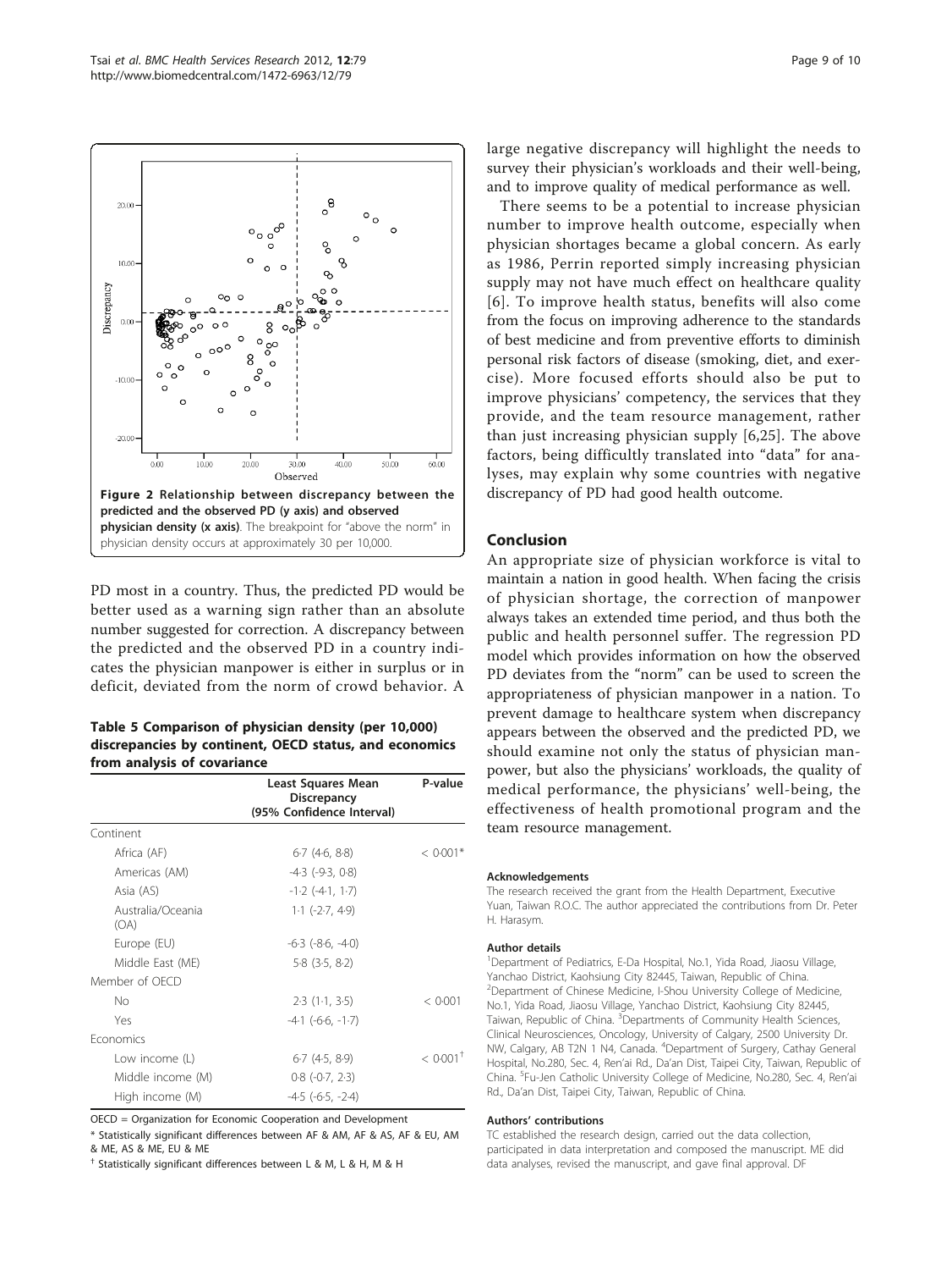Figure 2 Relationship between discrepancy between the predicted and the observed PD (y axis) and observed physician density (x axis). The breakpoint for "above the norm" in physician density occurs at approximately 30 per 10,000.

PD most in a country. Thus, the predicted PD would be better used as a warning sign rather than an absolute number suggested for correction. A discrepancy between the predicted and the observed PD in a country indicates the physician manpower is either in surplus or in deficit, deviated from the norm of crowd behavior. A large negative discrepancy will highlight the needs to survey their physician's workloads and their well-being, and to improve quality of medical performance as well.

There seems to be a potential to increase physician number to improve health outcome, especially when physician shortages became a global concern. As early as 1986, Perrin reported simply increasing physician supply may not have much effect on healthcare quality [6]. To improve health status, benefits will also come from the focus on improving adherence to the standards of best medicine and from preventive efforts to diminish personal risk factors of disease (smoking, diet, and exercise). More focused efforts should also be put to improve physicians' competency, the services that they provide, and the team resource management, rather than just increasing physician supply [6,25]. The above factors, being difficultly translated into "data" for analyses, may explain why some countries with negative discrepancy of PD had good health outcome.

**Table 5 Comparison of physician density (per 10,000) discrepancies by continent, OECD status, and economics from analysis of covariance**

| | Least Squares Mean Discrepancy (95% Confidence Interval) | P-value |
|---|---|---|
| Continent | | |
| Africa (AF) | 6·7 (4·6, 8·8) | < 0·001* |
| Americas (AM) | -4·3 (-9·3, 0·8) | |
| Asia (AS) | -1·2 (-4·1, 1·7) | |
| Australia/Oceania (OA) | 1·1 (-2·7, 4·9) | |
| Europe (EU) | -6·3 (-8·6, -4·0) | |
| Middle East (ME) | 5·8 (3·5, 8·2) | |
| Member of OECD | | |
| No | 2·3 (1·1, 3·5) | < 0·001 |
| Yes | -4·1 (-6·6, -1·7) | |
| Economics | | |
| Low income (L) | 6·7 (4·5, 8·9) | < 0·001† |
| Middle income (M) | 0·8 (-0·7, 2·3) | |
| High income (M) | -4·5 (-6·5, -2·4) | |

OECD = Organization for Economic Cooperation and Development

* Statistically significant differences between AF & AM, AF & AS, AF & EU, AM & ME, AS & ME, EU & ME

† Statistically significant differences between L & M, L & H, M & H

## Conclusion

An appropriate size of physician workforce is vital to maintain a nation in good health. When facing the crisis of physician shortage, the correction of manpower always takes an extended time period, and thus both the public and health personnel suffer. The regression PD model which provides information on how the observed PD deviates from the "norm" can be used to screen the appropriateness of physician manpower in a nation. To prevent damage to healthcare system when discrepancy appears between the observed and the predicted PD, we should examine not only the status of physician manpower, but also the physicians' workloads, the quality of medical performance, the physicians' well-being, the effectiveness of health promotional program and the team resource management.

#### Acknowledgements

The research received the grant from the Health Department, Executive Yuan, Taiwan R.O.C. The author appreciated the contributions from Dr. Peter H. Harasym.

#### Author details

[1]Department of Pediatrics, E-Da Hospital, No.1, Yida Road, Jiaosu Village, Yanchao District, Kaohsiung City 82445, Taiwan, Republic of China. [2]Department of Chinese Medicine, I-Shou University College of Medicine, No.1, Yida Road, Jiaosu Village, Yanchao District, Kaohsiung City 82445, Taiwan, Republic of China. [3]Departments of Community Health Sciences, Clinical Neurosciences, Oncology, University of Calgary, 2500 University Dr. NW, Calgary, AB T2N 1 N4, Canada. [4]Department of Surgery, Cathay General Hospital, No.280, Sec. 4, Ren'ai Rd., Da'an Dist, Taipei City, Taiwan, Republic of China. [5]Fu-Jen Catholic University College of Medicine, No.280, Sec. 4, Ren'ai Rd., Da'an Dist, Taipei City, Taiwan, Republic of China.

#### Authors' contributions

TC established the research design, carried out the data collection, participated in data interpretation and composed the manuscript. ME did data analyses, revised the manuscript, and gave final approval. DF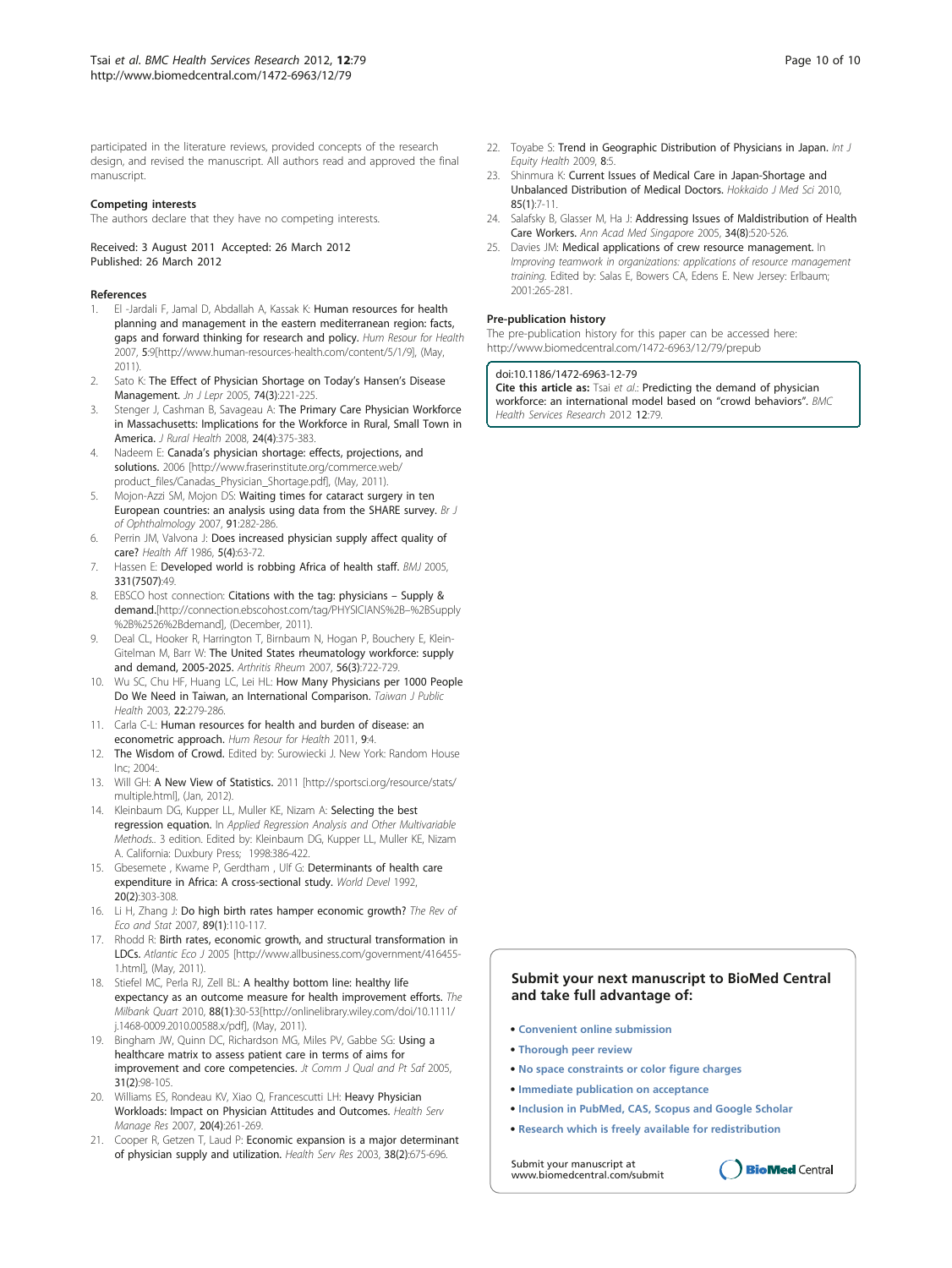participated in the literature reviews, provided concepts of the research design, and revised the manuscript. All authors read and approved the final manuscript.

#### Competing interests

The authors declare that they have no competing interests.

Received: 3 August 2011 Accepted: 26 March 2012
Published: 26 March 2012

#### References

1. El -Jardali F, Jamal D, Abdallah A, Kassak K: **Human resources for health planning and management in the eastern mediterranean region: facts, gaps and forward thinking for research and policy.** *Hum Resour for Health* 2007, **5**:9[http://www.human-resources-health.com/content/5/1/9], (May, 2011).
2. Sato K: **The Effect of Physician Shortage on Today's Hansen's Disease Management.** *Jn J Lepr* 2005, **74(3)**:221-225.
3. Stenger J, Cashman B, Savageau A: **The Primary Care Physician Workforce in Massachusetts: Implications for the Workforce in Rural, Small Town in America.** *J Rural Health* 2008, **24(4)**:375-383.
4. Nadeem E: **Canada's physician shortage: effects, projections, and solutions.** 2006 [http://www.fraserinstitute.org/commerce.web/product_files/Canadas_Physician_Shortage.pdf], (May, 2011).
5. Mojon-Azzi SM, Mojon DS: **Waiting times for cataract surgery in ten European countries: an analysis using data from the SHARE survey.** *Br J of Ophthalmology* 2007, **91**:282-286.
6. Perrin JM, Valvona J: **Does increased physician supply affect quality of care?** *Health Aff* 1986, **5(4)**:63-72.
7. Hassen E: **Developed world is robbing Africa of health staff.** *BMJ* 2005, **331(7507)**:49.
8. EBSCO host connection: **Citations with the tag: physicians – Supply & demand.**[http://connection.ebscohost.com/tag/PHYSICIANS%2B–%2BSupply%2B%2526%2Bdemand], (December, 2011).
9. Deal CL, Hooker R, Harrington T, Birnbaum N, Hogan P, Bouchery E, Klein-Gitelman M, Barr W: **The United States rheumatology workforce: supply and demand, 2005-2025.** *Arthritis Rheum* 2007, **56(3)**:722-729.
10. Wu SC, Chu HF, Huang LC, Lei HL: **How Many Physicians per 1000 People Do We Need in Taiwan, an International Comparison.** *Taiwan J Public Health* 2003, **22**:279-286.
11. Carla C-L: **Human resources for health and burden of disease: an econometric approach.** *Hum Resour for Health* 2011, **9**:4.
12. **The Wisdom of Crowd.** Edited by: Surowiecki J. New York: Random House Inc; 2004:.
13. Will GH: **A New View of Statistics.** 2011 [http://sportsci.org/resource/stats/multiple.html], (Jan, 2012).
14. Kleinbaum DG, Kupper LL, Muller KE, Nizam A: **Selecting the best regression equation.** In *Applied Regression Analysis and Other Multivariable Methods.*. 3 edition. Edited by: Kleinbaum DG, Kupper LL, Muller KE, Nizam A. California: Duxbury Press; 1998:386-422.
15. Gbesemete , Kwame P, Gerdtham , Ulf G: **Determinants of health care expenditure in Africa: A cross-sectional study.** *World Devel* 1992, **20(2)**:303-308.
16. Li H, Zhang J: **Do high birth rates hamper economic growth?** *The Rev of Eco and Stat* 2007, **89(1)**:110-117.
17. Rhodd R: **Birth rates, economic growth, and structural transformation in LDCs.** *Atlantic Eco J* 2005 [http://www.allbusiness.com/government/416455-1.html], (May, 2011).
18. Stiefel MC, Perla RJ, Zell BL: **A healthy bottom line: healthy life expectancy as an outcome measure for health improvement efforts.** *The Milbank Quart* 2010, **88(1)**:30-53[http://onlinelibrary.wiley.com/doi/10.1111/j.1468-0009.2010.00588.x/pdf], (May, 2011).
19. Bingham JW, Quinn DC, Richardson MG, Miles PV, Gabbe SG: **Using a healthcare matrix to assess patient care in terms of aims for improvement and core competencies.** *Jt Comm J Qual and Pt Saf* 2005, **31(2)**:98-105.
20. Williams ES, Rondeau KV, Xiao Q, Francescutti LH: **Heavy Physician Workloads: Impact on Physician Attitudes and Outcomes.** *Health Serv Manage Res* 2007, **20(4)**:261-269.
21. Cooper R, Getzen T, Laud P: **Economic expansion is a major determinant of physician supply and utilization.** *Health Serv Res* 2003, **38(2)**:675-696.
22. Toyabe S: **Trend in Geographic Distribution of Physicians in Japan.** *Int J Equity Health* 2009, **8**:5.
23. Shinmura K: **Current Issues of Medical Care in Japan-Shortage and Unbalanced Distribution of Medical Doctors.** *Hokkaido J Med Sci* 2010, **85(1)**:7-11.
24. Salafsky B, Glasser M, Ha J: **Addressing Issues of Maldistribution of Health Care Workers.** *Ann Acad Med Singapore* 2005, **34(8)**:520-526.
25. Davies JM: **Medical applications of crew resource management.** In *Improving teamwork in organizations: applications of resource management training.* Edited by: Salas E, Bowers CA, Edens E. New Jersey: Erlbaum; 2001:265-281.

#### Pre-publication history

The pre-publication history for this paper can be accessed here:
http://www.biomedcentral.com/1472-6963/12/79/prepub

doi:10.1186/1472-6963-12-79
**Cite this article as:** Tsai *et al.*: Predicting the demand of physician workforce: an international model based on "crowd behaviors". *BMC Health Services Research* 2012 **12**:79.

**Submit your next manuscript to BioMed Central and take full advantage of:**

- **Convenient online submission**
- **Thorough peer review**
- **No space constraints or color figure charges**
- **Immediate publication on acceptance**
- **Inclusion in PubMed, CAS, Scopus and Google Scholar**
- **Research which is freely available for redistribution**

Submit your manuscript at
www.biomedcentral.com/submit

BioMed Central